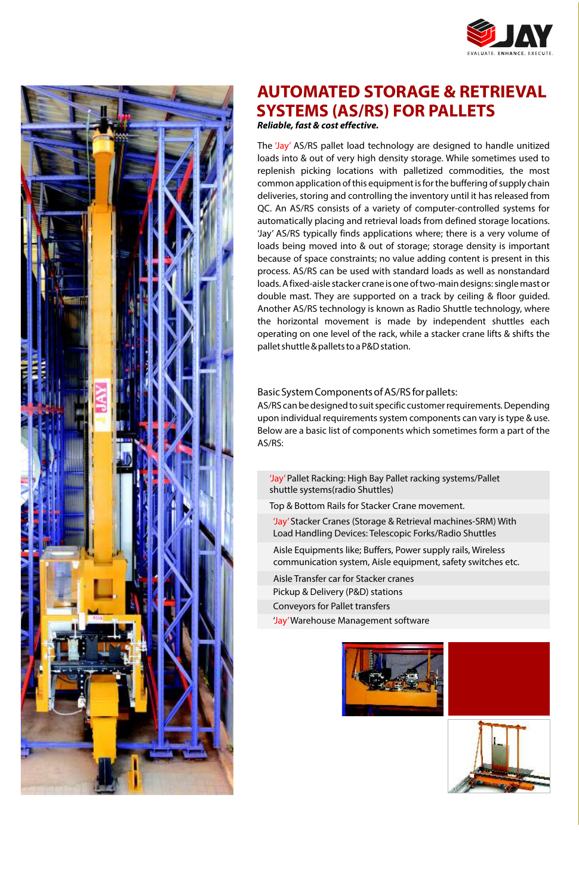JAY

EVALUATE. ENHANCE. EXECUTE.

# AUTOMATED STORAGE & RETRIEVAL SYSTEMS (AS/RS) FOR PALLETS

***Reliable, fast & cost effective.***

The 'Jay' AS/RS pallet load technology are designed to handle unitized loads into & out of very high density storage. While sometimes used to replenish picking locations with palletized commodities, the most common application of this equipment is for the buffering of supply chain deliveries, storing and controlling the inventory until it has released from QC. An AS/RS consists of a variety of computer-controlled systems for automatically placing and retrieval loads from defined storage locations. 'Jay' AS/RS typically finds applications where; there is a very volume of loads being moved into & out of storage; storage density is important because of space constraints; no value adding content is present in this process. AS/RS can be used with standard loads as well as nonstandard loads. A fixed-aisle stacker crane is one of two-main designs: single mast or double mast. They are supported on a track by ceiling & floor guided. Another AS/RS technology is known as Radio Shuttle technology, where the horizontal movement is made by independent shuttles each operating on one level of the rack, while a stacker crane lifts & shifts the pallet shuttle & pallets to a P&D station.

Basic System Components of AS/RS for pallets:

AS/RS can be designed to suit specific customer requirements. Depending upon individual requirements system components can vary is type & use. Below are a basic list of components which sometimes form a part of the AS/RS:

- 'Jay' Pallet Racking: High Bay Pallet racking systems/Pallet shuttle systems(radio Shuttles)
- Top & Bottom Rails for Stacker Crane movement.
- 'Jay' Stacker Cranes (Storage & Retrieval machines-SRM) With Load Handling Devices: Telescopic Forks/Radio Shuttles
- Aisle Equipments like; Buffers, Power supply rails, Wireless communication system, Aisle equipment, safety switches etc.
- Aisle Transfer car for Stacker cranes
- Pickup & Delivery (P&D) stations
- Conveyors for Pallet transfers
- 'Jay' Warehouse Management software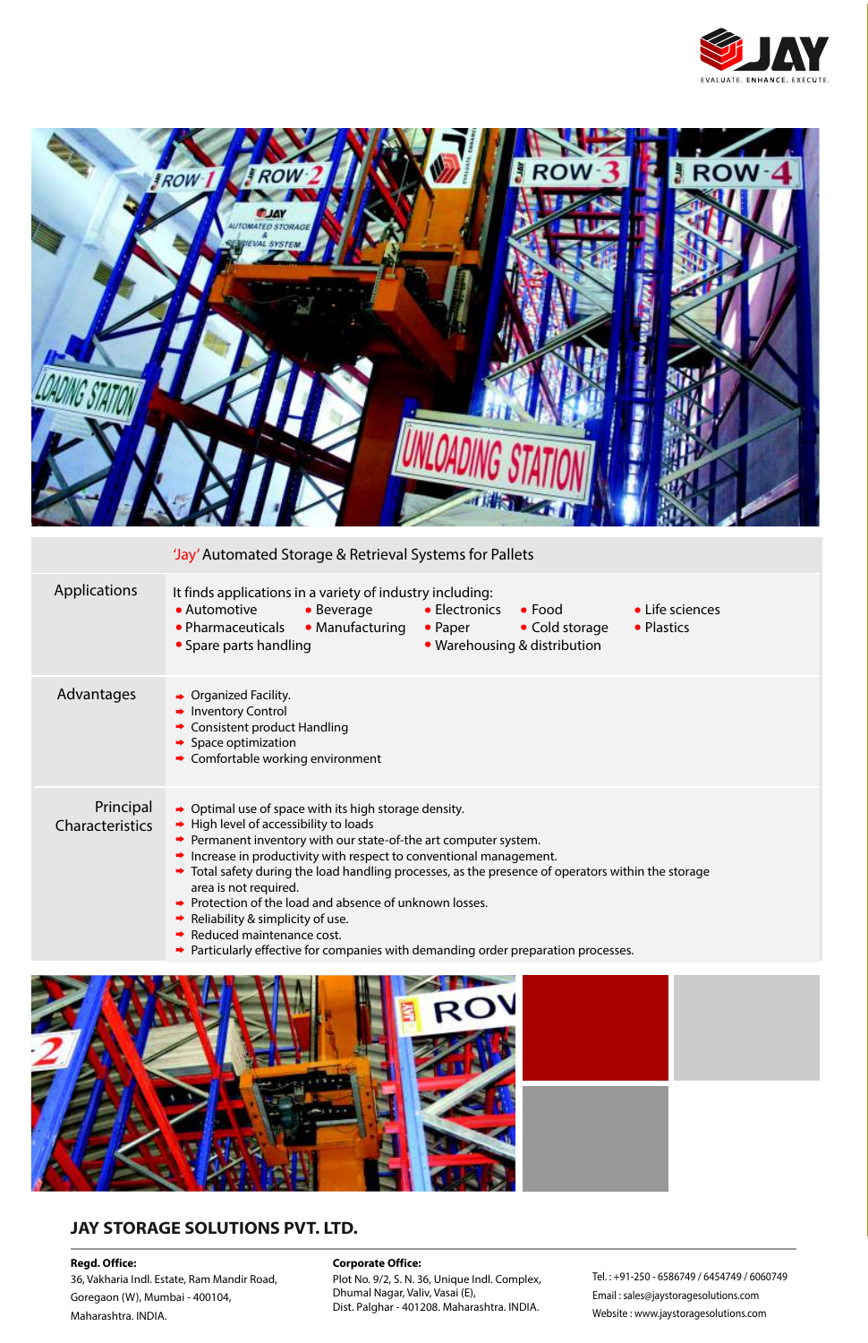# 'Jay' Automated Storage & Retrieval Systems for Pallets

| | |
|---|---|
| Applications | It finds applications in a variety of industry including:<br>• Automotive • Beverage • Electronics • Food • Life sciences<br>• Pharmaceuticals • Manufacturing • Paper • Cold storage • Plastics<br>• Spare parts handling • Warehousing & distribution |
| Advantages | ➡ Organized Facility.<br>➡ Inventory Control<br>➡ Consistent product Handling<br>➡ Space optimization<br>➡ Comfortable working environment |
| Principal Characteristics | ➡ Optimal use of space with its high storage density.<br>➡ High level of accessibility to loads<br>➡ Permanent inventory with our state-of-the art computer system.<br>➡ Increase in productivity with respect to conventional management.<br>➡ Total safety during the load handling processes, as the presence of operators within the storage area is not required.<br>➡ Protection of the load and absence of unknown losses.<br>➡ Reliability & simplicity of use.<br>➡ Reduced maintenance cost.<br>➡ Particularly effective for companies with demanding order preparation processes. |

## JAY STORAGE SOLUTIONS PVT. LTD.

**Regd. Office:**
36, Vakharia Indl. Estate, Ram Mandir Road,
Goregaon (W), Mumbai - 400104,
Maharashtra. INDIA.

**Corporate Office:**
Plot No. 9/2, S. N. 36, Unique Indl. Complex,
Dhumal Nagar, Valiv, Vasai (E),
Dist. Palghar - 401208. Maharashtra. INDIA.

Tel. : +91-250 - 6586749 / 6454749 / 6060749
Email : sales@jaystoragesolutions.com
Website : www.jaystoragesolutions.com